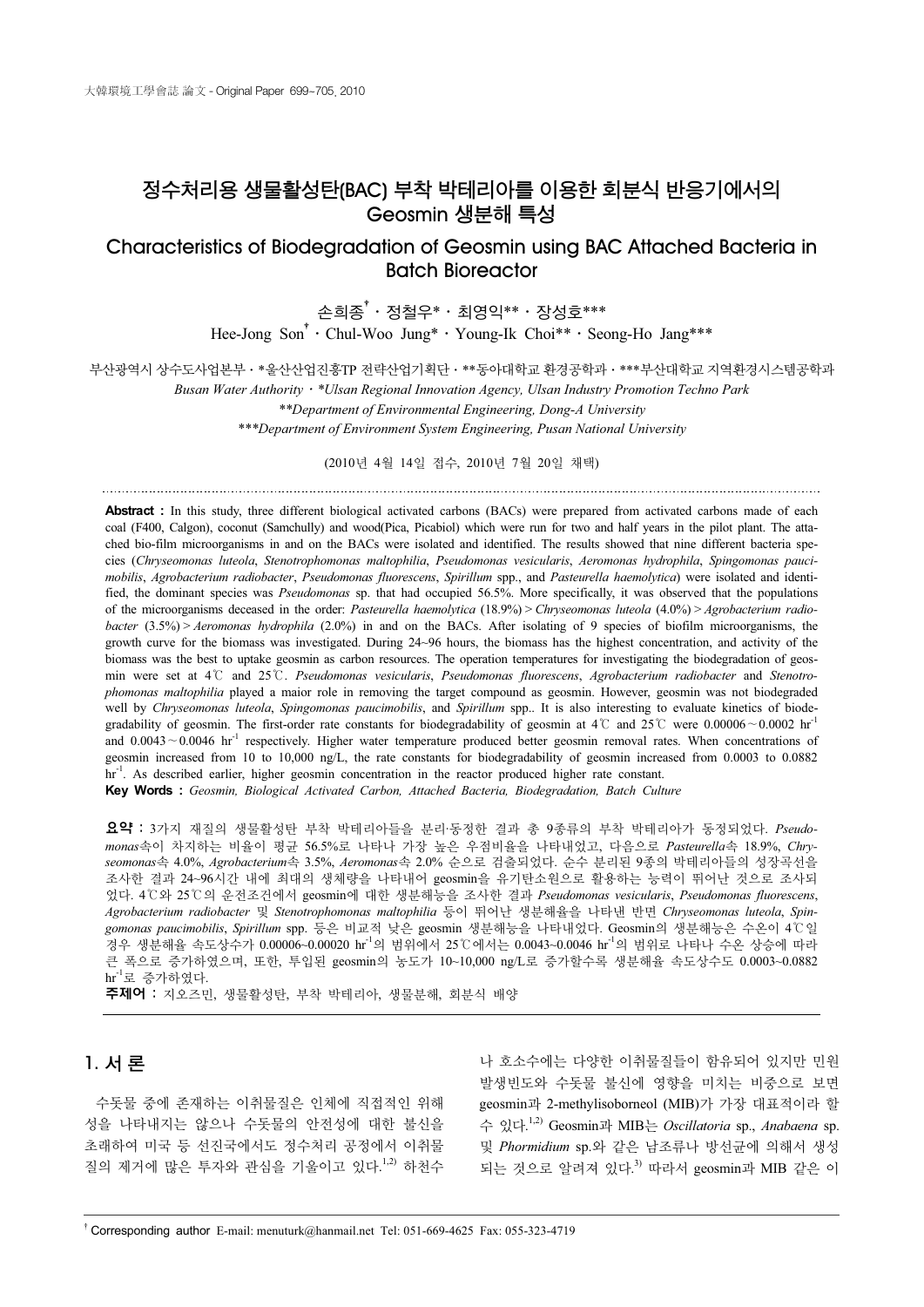# 정수처리용 생물활성탄(BAC) 부착 박테리아를 이용한 회분식 반응기에서의 Geosmin 생분해 특성

## Characteristics of Biodegradation of Geosmin using BAC Attached Bacteria in Batch Bioreactor

손희종[†] · 정철우* · 최영익** · 장성호***

Hee-Jong Son[†] · Chul-Woo Jung* · Young-Ik Choi** · Seong-Ho Jang***

부산광역시 상수도사업본부 · *울산산업진흥TP 전략산업기획단 · **동아대학교 환경공학과 · ***부산대학교 지역환경시스템공학과

*Busan Water Authority · *Ulsan Regional Innovation Agency, Ulsan Industry Promotion Techno Park*

*\*\*Department of Environmental Engineering, Dong-A University*

*\*\*\*Department of Environment System Engineering, Pusan National University*

(2010년 4월 14일 접수, 2010년 7월 20일 채택)

---

**Abstract :** In this study, three different biological activated carbons (BACs) were prepared from activated carbons made of each coal (F400, Calgon), coconut (Samchully) and wood(Pica, Picabiol) which were run for two and half years in the pilot plant. The attached bio-film microorganisms in and on the BACs were isolated and identified. The results showed that nine different bacteria species (*Chryseomonas luteola*, *Stenotrophomonas maltophilia*, *Pseudomonas vesicularis*, *Aeromonas hydrophila*, *Spingomonas paucimobilis*, *Agrobacterium radiobacter*, *Pseudomonas fluorescens*, *Spirillum* spp., and *Pasteurella haemolytica*) were isolated and identified, the dominant species was *Pseudomonas* sp. that had occupied 56.5%. More specifically, it was observed that the populations of the microorganisms deceased in the order: *Pasteurella haemolytica* (18.9%) > *Chryseomonas luteola* (4.0%) > *Agrobacterium radiobacter* (3.5%) > *Aeromonas hydrophila* (2.0%) in and on the BACs. After isolating of 9 species of biofilm microorganisms, the growth curve for the biomass was investigated. During 24~96 hours, the biomass has the highest concentration, and activity of the biomass was the best to uptake geosmin as carbon resources. The operation temperatures for investigating the biodegradation of geosmin were set at 4℃ and 25℃. *Pseudomonas vesicularis*, *Pseudomonas fluorescens*, *Agrobacterium radiobacter* and *Stenotrophomonas maltophilia* played a maior role in removing the target compound as geosmin. However, geosmin was not biodegraded well by *Chryseomonas luteola*, *Spingomonas paucimobilis*, and *Spirillum* spp.. It is also interesting to evaluate kinetics of biodegradability of geosmin. The first-order rate constants for biodegradability of geosmin at 4℃ and 25℃ were 0.00006 ~ 0.0002 $hr^{-1}$ and 0.0043 ~ 0.0046 $hr^{-1}$ respectively. Higher water temperature produced better geosmin removal rates. When concentrations of geosmin increased from 10 to 10,000 ng/L, the rate constants for biodegradability of geosmin increased from 0.0003 to 0.0882 $hr^{-1}$. As described earlier, higher geosmin concentration in the reactor produced higher rate constant.

**Key Words :** *Geosmin, Biological Activated Carbon, Attached Bacteria, Biodegradation, Batch Culture*

**요약 :** 3가지 재질의 생물활성탄 부착 박테리아들을 분리·동정한 결과 총 9종류의 부착 박테리아가 동정되었다. *Pseudomonas*속이 차지하는 비율이 평균 56.5%로 나타나 가장 높은 우점비율을 나타내었고, 다음으로 *Pasteurella*속 18.9%, *Chryseomonas*속 4.0%, *Agrobacterium*속 3.5%, *Aeromonas*속 2.0% 순으로 검출되었다. 순수 분리된 9종의 박테리아들의 성장곡선을 조사한 결과 24~96시간 내에 최대의 생체량을 나타내어 geosmin을 유기탄소원으로 활용하는 능력이 뛰어난 것으로 조사되었다. 4℃와 25℃의 운전조건에서 geosmin에 대한 생분해능을 조사한 결과 *Pseudomonas vesicularis*, *Pseudomonas fluorescens*, *Agrobacterium radiobacter* 및 *Stenotrophomonas maltophilia* 등이 뛰어난 생분해율을 나타낸 반면 *Chryseomonas luteola*, *Spingomonas paucimobilis*, *Spirillum* spp. 등은 비교적 낮은 geosmin 생분해능을 나타내었다. Geosmin의 생분해능은 수온이 4℃일 경우 생분해율 속도상수가 0.00006~0.00020 $hr^{-1}$의 범위에서 25℃에서는 0.0043~0.0046 $hr^{-1}$의 범위로 나타나 수온 상승에 따라 큰 폭으로 증가하였으며, 또한, 투입된 geosmin의 농도가 10~10,000 ng/L로 증가할수록 생분해율 속도상수도 0.0003~0.0882 $hr^{-1}$로 증가하였다.

**주제어 :** 지오즈민, 생물활성탄, 부착 박테리아, 생분해, 회분식 배양

---

## 1. 서 론

수돗물 중에 존재하는 이취물질은 인체에 직접적인 위해성을 나타내지는 않으나 수돗물의 안전성에 대한 불신을 초래하여 미국 등 선진국에서도 정수처리 공정에서 이취물질의 제거에 많은 투자와 관심을 기울이고 있다.[1,2] 하천수나 호소수에는 다양한 이취물질들이 함유되어 있지만 민원 발생빈도와 수돗물 불신에 영향을 미치는 비중으로 보면 geosmin과 2-methylisoborneol (MIB)가 가장 대표적이라 할 수 있다.[1,2] Geosmin과 MIB는 *Oscillatoria* sp., *Anabaena* sp. 및 *Phormidium* sp.와 같은 남조류나 방선균에 의해서 생성되는 것으로 알려져 있다.[3] 따라서 geosmin과 MIB 같은 이

---

† Corresponding author E-mail: menuturk@hanmail.net Tel: 051-669-4625 Fax: 055-323-4719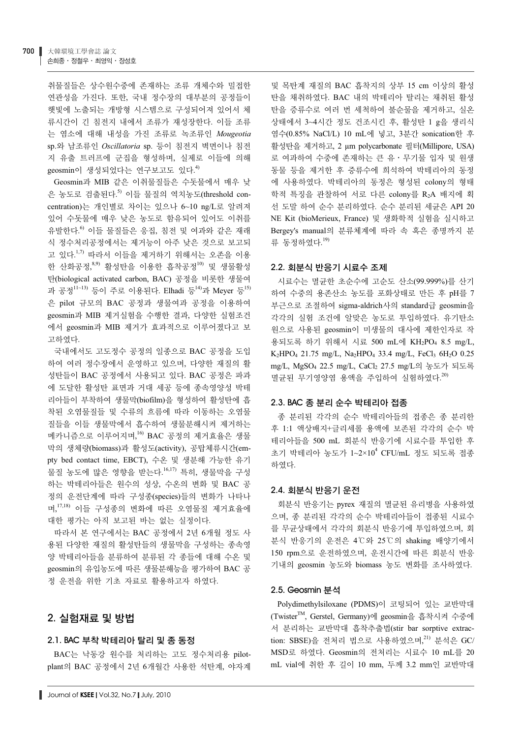취물질들은 상수원수중에 존재하는 조류 개체수와 밀접한 연관성을 가진다. 또한, 국내 정수장의 대부분의 공정들이 햇빛에 노출되는 개방형 시스템으로 구성되어져 있어서 체류시간이 긴 침전지 내에서 조류가 재성장한다. 이들 조류는 염소에 대해 내성을 가진 조류로 녹조류인 *Mougeotia* sp.와 남조류인 *Oscillatoria* sp. 등이 침전지 벽면이나 침전지 유출 트러프에 군집을 형성하며, 실제로 이들에 의해 geosmin이 생성되었다는 연구보고도 있다.[4)]

Geosmin과 MIB 같은 이취물질들은 수돗물에서 매우 낮은 농도로 검출된다.[5)] 이들 물질의 역치농도(threshold concentration)는 개인별로 차이는 있으나 6~10 ng/L로 알려져 있어 수돗물에 매우 낮은 농도로 함유되어 있어도 이취를 유발한다.[6)] 이들 물질들은 응집, 침전 및 여과와 같은 재래식 정수처리공정에서는 제거능이 아주 낮은 것으로 보고되고 있다.[1,7)] 따라서 이들을 제거하기 위해서는 오존을 이용한 산화공정,[8,9)] 활성탄을 이용한 흡착공정[10)] 및 생물활성탄(biological activated carbon, BAC) 공정을 비롯한 생물여과 공정[11~13)] 등이 주로 이용된다. Elhadi 등[14)]과 Meyer 등[15)]은 pilot 규모의 BAC 공정과 생물여과 공정을 이용하여 geosmin과 MIB 제거실험을 수행한 결과, 다양한 실험조건에서 geosmin과 MIB 제거가 효과적으로 이루어졌다고 보고하였다.

국내에서도 고도정수 공정의 일종으로 BAC 공정을 도입하여 여러 정수장에서 운영하고 있으며, 다양한 재질의 활성탄들이 BAC 공정에서 사용되고 있다. BAC 공정은 파과에 도달한 활성탄 표면과 거대 세공 등에 종속영양성 박테리아들이 부착하여 생물막(biofilm)을 형성하여 활성탄에 흡착된 오염물질들 및 수류의 흐름에 따라 이동하는 오염물질들을 이들 생물막에서 흡수하여 생물분해시켜 제거하는 메카니즘으로 이루어지며,[16)] BAC 공정의 제거효율은 생물막의 생체량(biomass)과 활성도(activity), 공탑체류시간(empty bed contact time, EBCT), 수온 및 생분해 가능한 유기물질 농도에 많은 영향을 받는다.[16,17)] 특히, 생물막을 구성하는 박테리아들은 원수의 성상, 수온의 변화 및 BAC 공정의 운전단계에 따라 구성종(species)들의 변화가 나타나며,[17,18)] 이들 구성종의 변화에 따른 오염물질 제거효율에 대한 평가는 아직 보고된 바는 없는 실정이다.

따라서 본 연구에서는 BAC 공정에서 2년 6개월 정도 사용된 다양한 재질의 활성탄들의 생물막을 구성하는 종속영양 박테리아들을 분류하여 분류된 각 종들에 대해 수온 및 geosmin의 유입농도에 따른 생물분해능을 평가하여 BAC 공정 운전을 위한 기초 자료로 활용하고자 하였다.

## 2. 실험재료 및 방법

### 2.1. BAC 부착 박테리아 탈리 및 종 동정

BAC는 낙동강 원수를 처리하는 고도 정수처리용 pilot-plant의 BAC 공정에서 2년 6개월간 사용한 석탄계, 야자계 및 목탄계 재질의 BAC 흡착지의 상부 15 cm 이상의 활성탄을 채취하였다. BAC 내의 박테리아 탈리는 채취된 활성탄을 증류수로 여러 번 세척하여 불순물을 제거하고, 실온 상태에서 3~4시간 정도 건조시킨 후, 활성탄 1 g을 생리식염수(0.85% NaCl/L) 10 mL에 넣고, 3분간 sonication한 후 활성탄을 제거하고, 2 μm polycarbonate 필터(Millipore, USA)로 여과하여 수중에 존재하는 큰 유・무기물 입자 및 원생동물 등을 제거한 후 증류수에 희석하여 박테리아의 동정에 사용하였다. 박테리아의 동정은 형성된 colony의 형태학적 특징을 관찰하여 서로 다른 colony를 $R_2A$ 배지에 획선 도말 하여 순수 분리하였다. 순수 분리된 세균은 API 20 NE Kit (bioMerieux, France) 및 생화학적 실험을 실시하고 Bergey's manual의 분류체계에 따라 속 혹은 종명까지 분류 동정하였다.[19)]

### 2.2. 회분식 반응기 시료수 조제

시료수는 멸균한 초순수에 고순도 산소(99.999%)를 산기하여 수중의 용존산소 농도를 포화상태로 만든 후 pH를 7 부근으로 조절하여 sigma-aldrich사의 standard급 geosmin을 각각의 실험 조건에 알맞은 농도로 투입하였다. 유기탄소원으로 사용된 geosmin이 미생물의 대사에 제한인자로 작용되도록 하기 위해서 시료 500 mL에 $KH_2PO_4$ 8.5 mg/L, $K_2HPO_4$ 21.75 mg/L, $Na_2HPO_4$ 33.4 mg/L, $FeCl_3\ 6H_2O$ 0.25 mg/L, $MgSO_4$ 22.5 mg/L, $CaCl_2$ 27.5 mg/L의 농도가 되도록 멸균된 무기영양염 용액을 주입하여 실험하였다.[20)]

### 2.3. BAC 종 분리 순수 박테리아 접종

종 분리된 각각의 순수 박테리아들의 접종은 종 분리한 후 1:1 액상배지+글리세롤 용액에 보존된 각각의 순수 박테리아들을 500 mL 회분식 반응기에 시료수를 투입한 후 초기 박테리아 농도가 $1{\sim}2\times10^4$ CFU/mL 정도 되도록 접종하였다.

### 2.4. 회분식 반응기 운전

회분식 반응기는 pyrex 재질의 멸균된 유리병을 사용하였으며, 종 분리된 각각의 순수 박테리아들이 접종된 시료수를 무균상태에서 각각의 회분식 반응기에 투입하였으며, 회분식 반응기의 운전은 4℃와 25℃의 shaking 배양기에서 150 rpm으로 운전하였으며, 운전시간에 따른 회분식 반응기내의 geosmin 농도와 biomass 농도 변화를 조사하였다.

### 2.5. Geosmin 분석

Polydimethylsiloxane (PDMS)이 코팅되어 있는 교반막대 (Twister$^{TM}$, Gerstel, Germany)에 geosmin을 흡착시켜 수중에서 분리하는 교반막대 흡착추출법(stir bar sorptive extraction: SBSE)을 전처리 법으로 사용하였으며,[21)] 분석은 GC/MSD로 하였다. Geosmin의 전처리는 시료수 10 mL를 20 mL vial에 취한 후 길이 10 mm, 두께 3.2 mm인 교반막대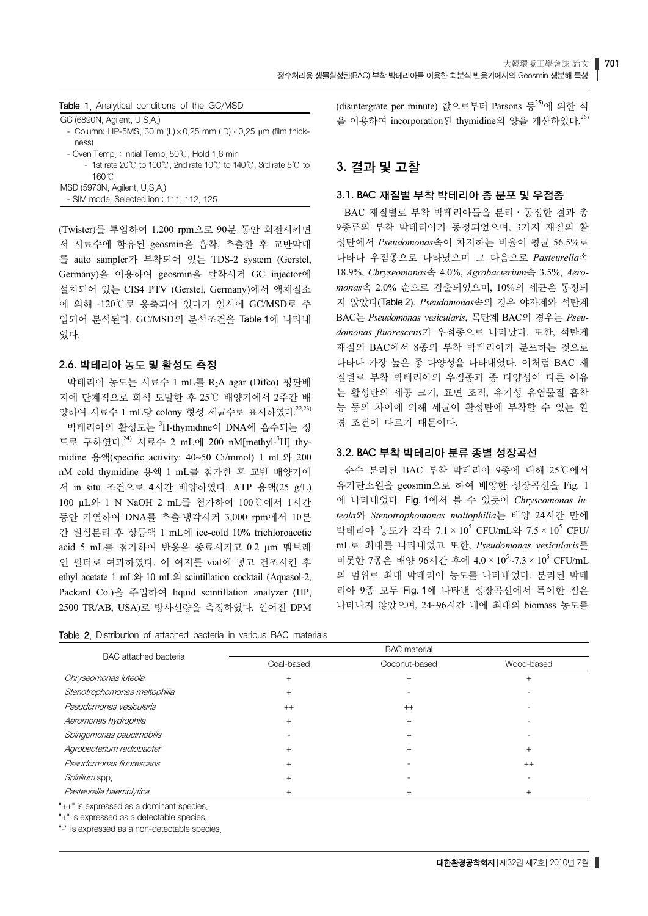Table 1. Analytical conditions of the GC/MSD

GC (6890N, Agilent, U.S.A.)
- Column: HP-5MS, 30 m (L) × 0.25 mm (ID) × 0.25 μm (film thickness)
- Oven Temp. : Initial Temp. 50℃, Hold 1.6 min
  - 1st rate 20℃ to 100℃, 2nd rate 10℃ to 140℃, 3rd rate 5℃ to 160℃

MSD (5973N, Agilent, U.S.A.)
- SIM mode, Selected ion : 111, 112, 125

(Twister)를 투입하여 1,200 rpm으로 90분 동안 회전시키면서 시료수에 함유된 geosmin을 흡착, 추출한 후 교반막대를 auto sampler가 부착되어 있는 TDS-2 system (Gerstel, Germany)을 이용하여 geosmin을 탈착시켜 GC injector에 설치되어 있는 CIS4 PTV (Gerstel, Germany)에서 액체질소에 의해 -120℃로 응축되어 있다가 일시에 GC/MSD로 주입되어 분석된다. GC/MSD의 분석조건을 Table 1에 나타내었다.

### 2.6. 박테리아 농도 및 활성도 측정

박테리아 농도는 시료수 1 mL를 $R_2A$ agar (Difco) 평판배지에 단계적으로 희석 도말한 후 25℃ 배양기에서 2주간 배양하여 시료수 1 mL당 colony 형성 세균수로 표시하였다.[22,23]

박테리아의 활성도는 $^3$H-thymidine이 DNA에 흡수되는 정도로 구하였다.[24] 시료수 2 mL에 200 nM[methyl-$^3$H] thymidine 용액(specific activity: 40~50 Ci/mmol) 1 mL와 200 nM cold thymidine 용액 1 mL를 첨가한 후 교반 배양기에서 in situ 조건으로 4시간 배양하였다. ATP 용액(25 g/L) 100 μL와 1 N NaOH 2 mL를 첨가하여 100℃에서 1시간 동안 가열하여 DNA를 추출·냉각시켜 3,000 rpm에서 10분간 원심분리 후 상등액 1 mL에 ice-cold 10% trichloroacetic acid 5 mL를 첨가하여 반응을 종료시키고 0.2 μm 멤브레인 필터로 여과하였다. 이 여지를 vial에 넣고 건조시킨 후 ethyl acetate 1 mL와 10 mL의 scintillation cocktail (Aquasol-2, Packard Co.)을 주입하여 liquid scintillation analyzer (HP, 2500 TR/AB, USA)로 방사선량을 측정하였다. 얻어진 DPM (disintergrate per minute) 값으로부터 Parsons 등[25]에 의한 식을 이용하여 incorporation된 thymidine의 양을 계산하였다.[26]

## 3. 결과 및 고찰

### 3.1. BAC 재질별 부착 박테리아 종 분포 및 우점종

BAC 재질별로 부착 박테리아들을 분리·동정한 결과 총 9종류의 부착 박테리아가 동정되었으며, 3가지 재질의 활성탄에서 *Pseudomonas*속이 차지하는 비율이 평균 56.5%로 나타나 우점종으로 나타났으며 그 다음으로 *Pasteurella*속 18.9%, *Chryseomonas*속 4.0%, *Agrobacterium*속 3.5%, *Aeromonas*속 2.0% 순으로 검출되었으며, 10%의 세균은 동정되지 않았다(Table 2). *Pseudomonas*속의 경우 야자계와 석탄계 BAC는 *Pseudomonas vesicularis*, 목탄계 BAC의 경우는 *Pseudomonas fluorescens*가 우점종으로 나타났다. 또한, 석탄계 재질의 BAC에서 8종의 부착 박테리아가 분포하는 것으로 나타나 가장 높은 종 다양성을 나타내었다. 이처럼 BAC 재질별로 부착 박테리아의 우점종과 종 다양성이 다른 이유는 활성탄의 세공 크기, 표면 조직, 유기성 유염물질 흡착능 등의 차이에 의해 세균이 활성탄에 부착할 수 있는 환경 조건이 다르기 때문이다.

### 3.2. BAC 부착 박테리아 분류 종별 성장곡선

순수 분리된 BAC 부착 박테리아 9종에 대해 25℃에서 유기탄소원을 geosmin으로 하여 배양한 성장곡선을 Fig. 1에 나타내었다. Fig. 1에서 볼 수 있듯이 *Chryseomonas luteola*와 *Stenotrophomonas maltophilia*는 배양 24시간 만에 박테리아 농도가 각각 $7.1 \times 10^5$ CFU/mL와 $7.5 \times 10^5$ CFU/mL로 최대를 나타내었고 또한, *Pseudomonas vesicularis*를 비롯한 7종은 배양 96시간 후에 $4.0 \times 10^5$~$7.3 \times 10^5$ CFU/mL의 범위로 최대 박테리아 농도를 나타내었다. 분리된 박테리아 9종 모두 Fig. 1에 나타낸 성장곡선에서 특이한 점은 나타나지 않았으며, 24~96시간 내에 최대의 biomass 농도를

Table 2. Distribution of attached bacteria in various BAC materials

| BAC attached bacteria | BAC material | | |
|---|---|---|---|
| | Coal-based | Coconut-based | Wood-based |
| *Chryseomonas luteola* | + | + | + |
| *Stenotrophomonas maltophilia* | + | - | - |
| *Pseudomonas vesicularis* | ++ | ++ | - |
| *Aeromonas hydrophila* | + | + | - |
| *Spingomonas paucimobilis* | - | + | - |
| *Agrobacterium radiobacter* | + | + | + |
| *Pseudomonas fluorescens* | + | - | ++ |
| *Spirillum* spp. | + | - | - |
| *Pasteurella haemolytica* | + | + | + |

"++" is expressed as a dominant species.
"+" is expressed as a detectable species.
"-" is expressed as a non-detectable species.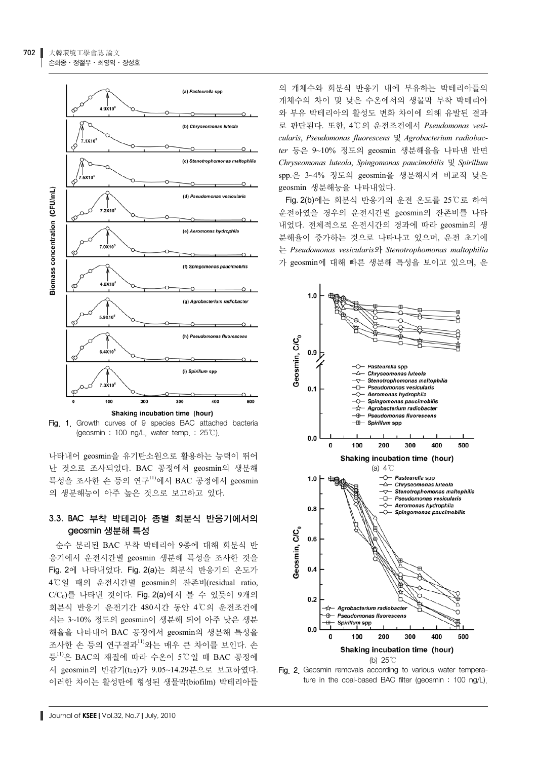(a) Pasteurella spp
4.9X10[6]

(b) Chryseomonas luteola
7.1X10[6]

(c) Stenotrophomonas maltophilia
7.5X10[6]

(d) Pseudomonas vesicularis
7.2X10[6]

(e) Aeromonas hydrophila
7.0X10[6]

(f) Spingomonas paucimobilis
4.0X10[6]

(g) Agrobacterium radiobacter
5.9X10[6]

(h) Pseudomonas fluorescens
6.4X10[6]

(i) Spirillum spp
7.3X10[6]

Biomass concentration (CFU/mL)

0 100 200 300 400 500

Shaking incubation time (hour)

Fig. 1. Growth curves of 9 species BAC attached bacteria (geosmin : 100 ng/L, water temp. : 25℃).

나타내어 geosmin을 유기탄소원으로 활용하는 능력이 뛰어난 것으로 조사되었다. BAC 공정에서 geosmin의 생분해 특성을 조사한 손 등의 연구[11]에서 BAC 공정에서 geosmin의 생분해능이 아주 높은 것으로 보고하고 있다.

### 3.3. BAC 부착 박테리아 종별 회분식 반응기에서의 geosmin 생분해 특성

순수 분리된 BAC 부착 박테리아 9종에 대해 회분식 반응기에서 운전시간별 geosmin 생분해 특성을 조사한 것을 Fig. 2에 나타내었다. Fig. 2(a)는 회분식 반응기의 온도가 4℃일 때의 운전시간별 geosmin의 잔존비(residual ratio, $C/C_0$)를 나타낸 것이다. Fig. 2(a)에서 볼 수 있듯이 9개의 회분식 반응기 운전기간 480시간 동안 4℃의 운전조건에서는 3~10% 정도의 geosmin이 생분해 되어 아주 낮은 생분해율을 나타내어 BAC 공정에서 geosmin의 생분해 특성을 조사한 손 등의 연구결과[11]와는 매우 큰 차이를 보인다. 손 등[11]은 BAC의 재질에 따라 수온이 5℃일 때 BAC 공정에서 geosmin의 반감기($t_{1/2}$)가 9.05~14.29분으로 보고하였다. 이러한 차이는 활성탄에 형성된 생물막(biofilm) 박테리아들의 개체수와 회분식 반응기 내에 부유하는 박테리아들의 개체수의 차이 및 낮은 수온에서의 생물막 부착 박테리아와 부유 박테리아의 활성도 변화 차이에 의해 유발된 결과로 판단된다. 또한, 4℃의 운전조건에서 *Pseudomonas vesicularis*, *Pseudomonas fluorescens* 및 *Agrobacterium radiobacter* 등은 9~10% 정도의 geosmin 생분해율을 나타낸 반면 *Chryseomonas luteola*, *Spingomonas paucimobilis* 및 *Spirillum* spp.은 3~4% 정도의 geosmin을 생분해시켜 비교적 낮은 geosmin 생분해능을 나타내었다.

Fig. 2(b)에는 회분식 반응기의 운전 온도를 25℃로 하여 운전하였을 경우의 운전시간별 geosmin의 잔존비를 나타내었다. 전체적으로 운전시간의 경과에 따라 geosmin의 생분해율이 증가하는 것으로 나타나고 있으며, 운전 초기에는 *Pseudomonas vesicularis*와 *Stenotrophomonas maltophilia*가 geosmin에 대해 빠른 생분해 특성을 보이고 있으며, 운

Geosmin, $C/C_0$

Pasteurella spp
Chryseomonas luteola
Stenotrophomonas maltophilia
Pseudomonas vesicularis
Aeromonas hydrophila
Spingomonas paucimobilis
Agrobacterium radiobacter
Pseudomonas fluorescens
Spirillum spp

Shaking incubation time (hour)

(a) 4℃

(b) 25℃

Fig. 2. Geosmin removals according to various water temperature in the coal-based BAC filter (geosmin : 100 ng/L).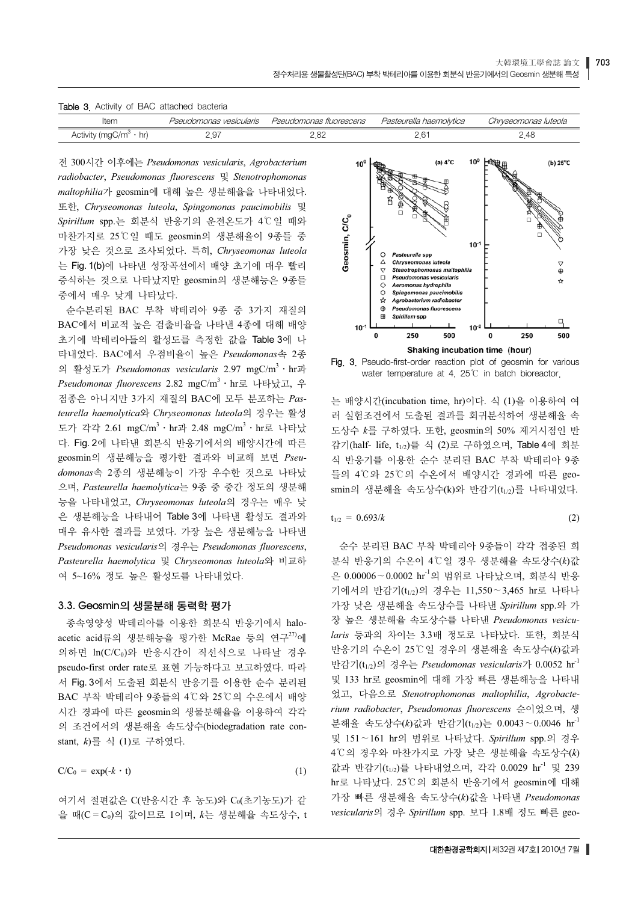Table 3. Activity of BAC attached bacteria

| Item | *Pseudomonas vesicularis* | *Pseudomonas fluorescens* | *Pasteurella haemolytica* | *Chryseomonas luteola* |
|---|---|---|---|---|
| Activity ($mgC/m^3 \cdot hr$) | 2.97 | 2.82 | 2.61 | 2.48 |

전 300시간 이후에는 *Pseudomonas vesicularis*, *Agrobacterium radiobacter*, *Pseudomonas fluorescens* 및 *Stenotrophomonas maltophilia*가 geosmin에 대해 높은 생분해율을 나타내었다. 또한, *Chryseomonas luteola*, *Spingomonas paucimobilis* 및 *Spirillum* spp.는 회분식 반응기의 운전온도가 4℃일 때와 마찬가지로 25℃일 때도 geosmin의 생분해율이 9종들 중 가장 낮은 것으로 조사되었다. 특히, *Chryseomonas luteola*는 Fig. 1(b)에 나타낸 성장곡선에서 배양 초기에 매우 빨리 증식하는 것으로 나타났지만 geosmin의 생분해능은 9종들 중에서 매우 낮게 나타났다.

순수분리된 BAC 부착 박테리아 9종 중 3가지 재질의 BAC에서 비교적 높은 검출비율을 나타낸 4종에 대해 배양 초기에 박테리아들의 활성도를 측정한 값을 Table 3에 나타내었다. BAC에서 우점비율이 높은 *Pseudomonas*속 2종의 활성도가 *Pseudomonas vesicularis* 2.97 $mgC/m^3 \cdot hr$과 *Pseudomonas fluorescens* 2.82 $mgC/m^3 \cdot hr$로 나타났고, 우점종은 아니지만 3가지 재질의 BAC에 모두 분포하는 *Pasteurella haemolytica*와 *Chryseomonas luteola*의 경우는 활성도가 각각 2.61 $mgC/m^3 \cdot hr$과 2.48 $mgC/m^3 \cdot hr$로 나타났다. Fig. 2에 나타낸 회분식 반응기에서의 배양시간에 따른 geosmin의 생분해능을 평가한 결과와 비교해 보면 *Pseudomonas*속 2종의 생분해능이 가장 우수한 것으로 나타났으며, *Pasteurella haemolytica*는 9종 중 중간 정도의 생분해능을 나타내었고, *Chryseomonas luteola*의 경우는 매우 낮은 생분해능을 나타내어 Table 3에 나타낸 활성도 결과와 매우 유사한 결과를 보였다. 가장 높은 생분해능을 나타낸 *Pseudomonas vesicularis*의 경우는 *Pseudomonas fluorescens*, *Pasteurella haemolytica* 및 *Chryseomonas luteola*와 비교하여 5~16% 정도 높은 활성도를 나타내었다.

### 3.3. Geosmin의 생물분해 동력학 평가

종속영양성 박테리아를 이용한 회분식 반응기에서 haloacetic acid류의 생분해능을 평가한 McRae 등의 연구[27)]에 의하면 $\ln(C/C_0)$와 반응시간이 직선식으로 나타날 경우 pseudo-first order rate로 표현 가능하다고 보고하였다. 따라서 Fig. 3에서 도출된 회분식 반응기를 이용한 순수 분리된 BAC 부착 박테리아 9종들의 4℃와 25℃의 수온에서 배양시간 경과에 따른 geosmin의 생물분해율을 이용하여 각각의 조건에서의 생분해율 속도상수(biodegradation rate constant, $k$)를 식 (1)로 구하였다.

$$C/C_0 = \exp(-k \cdot t) \tag{1}$$

여기서 절편값은 C(반응시간 후 농도)와 $C_0$(초기농도)가 같을 때($C = C_0$)의 값이므로 1이며, $k$는 생분해율 속도상수, t

(a) 4℃
(b) 25℃
Geosmin, C/C0
10^0
10^-1
10^0
10^-1
10^-2
0 250 500
0 250 500
Shaking incubation time (hour)
Pasteurella spp
Chryseomonas luteola
Stenotrophomonas maltophilia
Pseudomonas vesicularis
Aeromonas hydrophila
Spingomonas paucimobilis
Agrobacterium radiobacter
Pseudomonas fluorescens
Spirillum spp

Fig. 3. Pseudo-first-order reaction plot of geosmin for various water temperature at 4, 25℃ in batch bioreactor.

는 배양시간(incubation time, hr)이다. 식 (1)을 이용하여 여러 실험조건에서 도출된 결과를 회귀분석하여 생분해율 속도상수 $k$를 구하였다. 또한, geosmin의 50% 제거시점인 반감기(half- life, $t_{1/2}$)를 식 (2)로 구하였으며, Table 4에 회분식 반응기를 이용한 순수 분리된 BAC 부착 박테리아 9종들의 4℃와 25℃의 수온에서 배양시간 경과에 따른 geosmin의 생분해율 속도상수(k)와 반감기($t_{1/2}$)를 나타내었다.

$$t_{1/2} = 0.693/k \tag{2}$$

순수 분리된 BAC 부착 박테리아 9종들이 각각 접종된 회분식 반응기의 수온이 4℃일 경우 생분해율 속도상수($k$)값은 0.00006~0.0002 $hr^{-1}$의 범위로 나타났으며, 회분식 반응기에서의 반감기($t_{1/2}$)의 경우는 11,550~3,465 hr로 나타나 가장 낮은 생분해율 속도상수를 나타낸 *Spirillum* spp.와 가장 높은 생분해율 속도상수를 나타낸 *Pseudomonas vesicularis* 등과의 차이는 3.3배 정도로 나타났다. 또한, 회분식 반응기의 수온이 25℃일 경우의 생분해율 속도상수($k$)값과 반감기($t_{1/2}$)의 경우는 *Pseudomonas vesicularis*가 0.0052 $hr^{-1}$ 및 133 hr로 geosmin에 대해 가장 빠른 생분해능을 나타내었고, 다음으로 *Stenotrophomonas maltophilia*, *Agrobacterium radiobacter*, *Pseudomonas fluorescens* 순이었으며, 생분해율 속도상수($k$)값과 반감기($t_{1/2}$)는 0.0043~0.0046 $hr^{-1}$ 및 151~161 hr의 범위로 나타났다. *Spirillum* spp.의 경우 4℃의 경우와 마찬가지로 가장 낮은 생분해율 속도상수($k$)값과 반감기($t_{1/2}$)를 나타내었으며, 각각 0.0029 $hr^{-1}$ 및 239 hr로 나타났다. 25℃의 회분식 반응기에서 geosmin에 대해 가장 빠른 생분해율 속도상수($k$)값을 나타낸 *Pseudomonas vesicularis*의 경우 *Spirillum* spp. 보다 1.8배 정도 빠른 geo-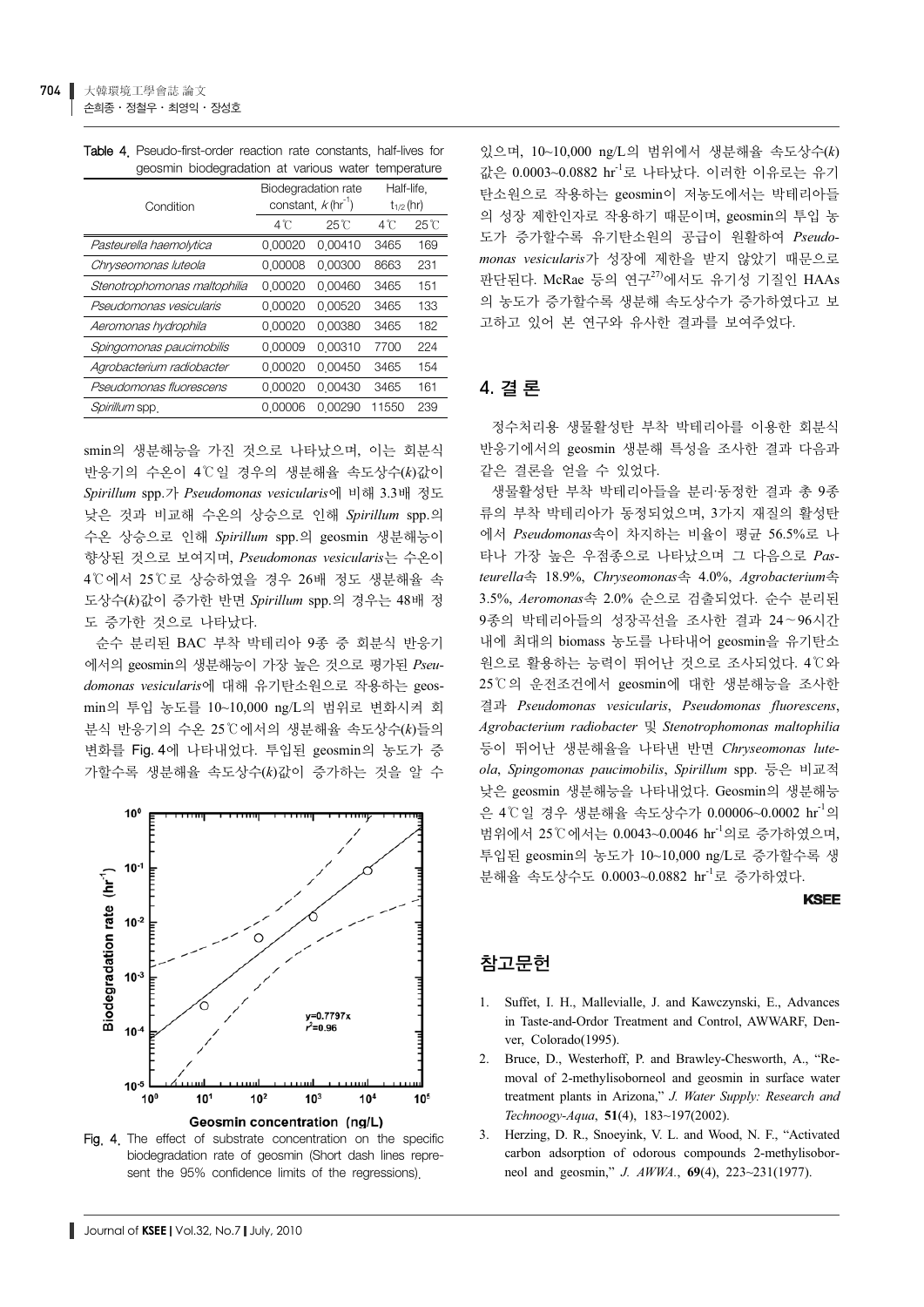Table 4. Pseudo-first-order reaction rate constants, half-lives for geosmin biodegradation at various water temperature

| Condition | Biodegradation rate constant, $k$ ($hr^{-1}$) | | Half-life, $t_{1/2}$ (hr) | |
|---|---|---|---|---|
| | 4℃ | 25℃ | 4℃ | 25℃ |
| *Pasteurella haemolytica* | 0.00020 | 0.00410 | 3465 | 169 |
| *Chryseomonas luteola* | 0.00008 | 0.00300 | 8663 | 231 |
| *Stenotrophomonas maltophilia* | 0.00020 | 0.00460 | 3465 | 151 |
| *Pseudomonas vesicularis* | 0.00020 | 0.00520 | 3465 | 133 |
| *Aeromonas hydrophila* | 0.00020 | 0.00380 | 3465 | 182 |
| *Spingomonas paucimobilis* | 0.00009 | 0.00310 | 7700 | 224 |
| *Agrobacterium radiobacter* | 0.00020 | 0.00450 | 3465 | 154 |
| *Pseudomonas fluorescens* | 0.00020 | 0.00430 | 3465 | 161 |
| *Spirillum* spp. | 0.00006 | 0.00290 | 11550 | 239 |

smin의 생분해능을 가진 것으로 나타났으며, 이는 회분식 반응기의 수온이 4℃일 경우의 생분해율 속도상수($k$)값이 *Spirillum* spp.가 *Pseudomonas vesicularis*에 비해 3.3배 정도 낮은 것과 비교해 수온의 상승으로 인해 *Spirillum* spp.의 수온 상승으로 인해 *Spirillum* spp.의 geosmin 생분해능이 향상된 것으로 보여지며, *Pseudomonas vesicularis*는 수온이 4℃에서 25℃로 상승하였을 경우 26배 정도 생분해율 속도상수($k$)값이 증가한 반면 *Spirillum* spp.의 경우는 48배 정도 증가한 것으로 나타났다.

순수 분리된 BAC 부착 박테리아 9종 중 회분식 반응기에서의 geosmin의 생분해능이 가장 높은 것으로 평가된 *Pseudomonas vesicularis*에 대해 유기탄소원으로 작용하는 geosmin의 투입 농도를 10~10,000 ng/L의 범위로 변화시켜 회분식 반응기의 수온 25℃에서의 생분해율 속도상수($k$)들의 변화를 Fig. 4에 나타내었다. 투입된 geosmin의 농도가 증가할수록 생분해율 속도상수($k$)값이 증가하는 것을 알 수

Biodegradation rate ($hr^{-1}$)

Geosmin concentration (ng/L)

y=0.7797x
$r^2$=0.96

Fig. 4. The effect of substrate concentration on the specific biodegradation rate of geosmin (Short dash lines represent the 95% confidence limits of the regressions).

있으며, 10~10,000 ng/L의 범위에서 생분해율 속도상수($k$) 값은 0.0003~0.0882 $hr^{-1}$로 나타났다. 이러한 이유로는 유기탄소원으로 작용하는 geosmin이 저농도에서는 박테리아들의 성장 제한인자로 작용하기 때문이며, geosmin의 투입 농도가 증가할수록 유기탄소원의 공급이 원활하여 *Pseudomonas vesicularis*가 성장에 제한을 받지 않았기 때문으로 판단된다. McRae 등의 연구[27]에서도 유기성 기질인 HAAs의 농도가 증가할수록 생분해 속도상수가 증가하였다고 보고하고 있어 본 연구와 유사한 결과를 보여주었다.

## 4. 결 론

정수처리용 생물활성탄 부착 박테리아를 이용한 회분식 반응기에서의 geosmin 생분해 특성을 조사한 결과 다음과 같은 결론을 얻을 수 있었다.

생물활성탄 부착 박테리아들을 분리·동정한 결과 총 9종류의 부착 박테리아가 동정되었으며, 3가지 재질의 활성탄에서 *Pseudomonas*속이 차지하는 비율이 평균 56.5%로 나타나 가장 높은 우점종으로 나타났으며 그 다음으로 *Pasteurella*속 18.9%, *Chryseomonas*속 4.0%, *Agrobacterium*속 3.5%, *Aeromonas*속 2.0% 순으로 검출되었다. 순수 분리된 9종의 박테리아들의 성장곡선을 조사한 결과 24~96시간 내에 최대의 biomass 농도를 나타내어 geosmin을 유기탄소원으로 활용하는 능력이 뛰어난 것으로 조사되었다. 4℃와 25℃의 운전조건에서 geosmin에 대한 생분해능을 조사한 결과 *Pseudomonas vesicularis*, *Pseudomonas fluorescens*, *Agrobacterium radiobacter* 및 *Stenotrophomonas maltophilia* 등이 뛰어난 생분해율을 나타낸 반면 *Chryseomonas luteola*, *Spingomonas paucimobilis*, *Spirillum* spp. 등은 비교적 낮은 geosmin 생분해능을 나타내었다. Geosmin의 생분해능은 4℃일 경우 생분해율 속도상수가 0.00006~0.0002 $hr^{-1}$의 범위에서 25℃에서는 0.0043~0.0046 $hr^{-1}$의로 증가하였으며, 투입된 geosmin의 농도가 10~10,000 ng/L로 증가할수록 생분해율 속도상수도 0.0003~0.0882 $hr^{-1}$로 증가하였다.

KSEE

## 참고문헌

1. Suffet, I. H., Mallevialle, J. and Kawczynski, E., Advances in Taste-and-Order Treatment and Control, AWWARF, Denver, Colorado(1995).
2. Bruce, D., Westerhoff, P. and Brawley-Chesworth, A., "Removal of 2-methylisoborneol and geosmin in surface water treatment plants in Arizona," *J. Water Supply: Research and Technoogy-Aqua*, **51**(4), 183~197(2002).
3. Herzing, D. R., Snoeyink, V. L. and Wood, N. F., "Activated carbon adsorption of odorous compounds 2-methylisoborneol and geosmin," *J. AWWA.*, **69**(4), 223~231(1977).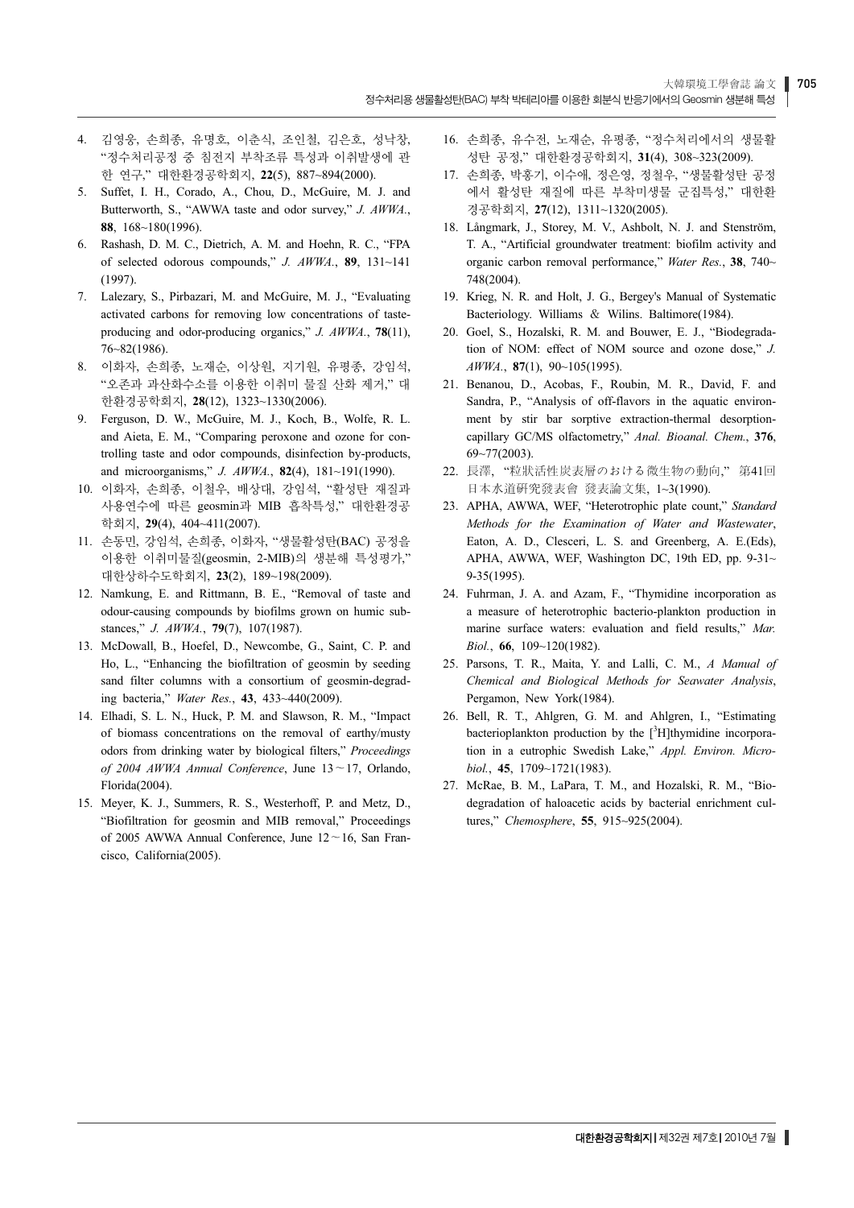4. 김영웅, 손희종, 유명호, 이춘식, 조인철, 김은호, 성낙창, "정수처리공정 중 침전지 부착조류 특성과 이취발생에 관한 연구," 대한환경공학회지, **22**(5), 887~894(2000).
5. Suffet, I. H., Corado, A., Chou, D., McGuire, M. J. and Butterworth, S., "AWWA taste and odor survey," *J. AWWA.*, **88**, 168~180(1996).
6. Rashash, D. M. C., Dietrich, A. M. and Hoehn, R. C., "FPA of selected odorous compounds," *J. AWWA.*, **89**, 131~141 (1997).
7. Lalezary, S., Pirbazari, M. and McGuire, M. J., "Evaluating activated carbons for removing low concentrations of taste-producing and odor-producing organics," *J. AWWA.*, **78**(11), 76~82(1986).
8. 이화자, 손희종, 노재순, 이상원, 지기원, 유평종, 강임석, "오존과 과산화수소를 이용한 이취미 물질 산화 제거," 대한환경공학회지, **28**(12), 1323~1330(2006).
9. Ferguson, D. W., McGuire, M. J., Koch, B., Wolfe, R. L. and Aieta, E. M., "Comparing peroxone and ozone for controlling taste and odor compounds, disinfection by-products, and microorganisms," *J. AWWA.*, **82**(4), 181~191(1990).
10. 이화자, 손희종, 이철우, 배상대, 강임석, "활성탄 재질과 사용연수에 따른 geosmin과 MIB 흡착특성," 대한환경공학회지, **29**(4), 404~411(2007).
11. 손동민, 강임석, 손희종, 이화자, "생물활성탄(BAC) 공정을 이용한 이취미물질(geosmin, 2-MIB)의 생분해 특성평가," 대한상하수도학회지, **23**(2), 189~198(2009).
12. Namkung, E. and Rittmann, B. E., "Removal of taste and odour-causing compounds by biofilms grown on humic substances," *J. AWWA.*, **79**(7), 107(1987).
13. McDowall, B., Hoefel, D., Newcombe, G., Saint, C. P. and Ho, L., "Enhancing the biofiltration of geosmin by seeding sand filter columns with a consortium of geosmin-degrading bacteria," *Water Res.*, **43**, 433~440(2009).
14. Elhadi, S. L. N., Huck, P. M. and Slawson, R. M., "Impact of biomass concentrations on the removal of earthy/musty odors from drinking water by biological filters," *Proceedings of 2004 AWWA Annual Conference*, June 13～17, Orlando, Florida(2004).
15. Meyer, K. J., Summers, R. S., Westerhoff, P. and Metz, D., "Biofiltration for geosmin and MIB removal," Proceedings of 2005 AWWA Annual Conference, June 12～16, San Francisco, California(2005).
16. 손희종, 유수전, 노재순, 유평종, "정수처리에서의 생물활성탄 공정," 대한환경공학회지, **31**(4), 308~323(2009).
17. 손희종, 박홍기, 이수애, 정은영, 정철우, "생물활성탄 공정에서 활성탄 재질에 따른 부착미생물 군집특성," 대한환경공학회지, **27**(12), 1311~1320(2005).
18. Långmark, J., Storey, M. V., Ashbolt, N. J. and Stenström, T. A., "Artificial groundwater treatment: biofilm activity and organic carbon removal performance," *Water Res.*, **38**, 740~748(2004).
19. Krieg, N. R. and Holt, J. G., Bergey's Manual of Systematic Bacteriology. Williams & Wilins. Baltimore(1984).
20. Goel, S., Hozalski, R. M. and Bouwer, E. J., "Biodegradation of NOM: effect of NOM source and ozone dose," *J. AWWA.*, **87**(1), 90~105(1995).
21. Benanou, D., Acobas, F., Roubin, M. R., David, F. and Sandra, P., "Analysis of off-flavors in the aquatic environment by stir bar sorptive extraction-thermal desorption-capillary GC/MS olfactometry," *Anal. Bioanal. Chem.*, **376**, 69~77(2003).
22. 長澤, "粒狀活性炭表層のおける微生物の動向," 第41回日本水道硏究發表會 發表論文集, 1~3(1990).
23. APHA, AWWA, WEF, "Heterotrophic plate count," *Standard Methods for the Examination of Water and Wastewater*, Eaton, A. D., Clesceri, L. S. and Greenberg, A. E.(Eds), APHA, AWWA, WEF, Washington DC, 19th ED, pp. 9-31~9-35(1995).
24. Fuhrman, J. A. and Azam, F., "Thymidine incorporation as a measure of heterotrophic bacterio-plankton production in marine surface waters: evaluation and field results," *Mar. Biol.*, **66**, 109~120(1982).
25. Parsons, T. R., Maita, Y. and Lalli, C. M., *A Manual of Chemical and Biological Methods for Seawater Analysis*, Pergamon, New York(1984).
26. Bell, R. T., Ahlgren, G. M. and Ahlgren, I., "Estimating bacterioplankton production by the [$^3$H]thymidine incorporation in a eutrophic Swedish Lake," *Appl. Environ. Microbiol.*, **45**, 1709~1721(1983).
27. McRae, B. M., LaPara, T. M., and Hozalski, R. M., "Biodegradation of haloacetic acids by bacterial enrichment cultures," *Chemosphere*, **55**, 915~925(2004).